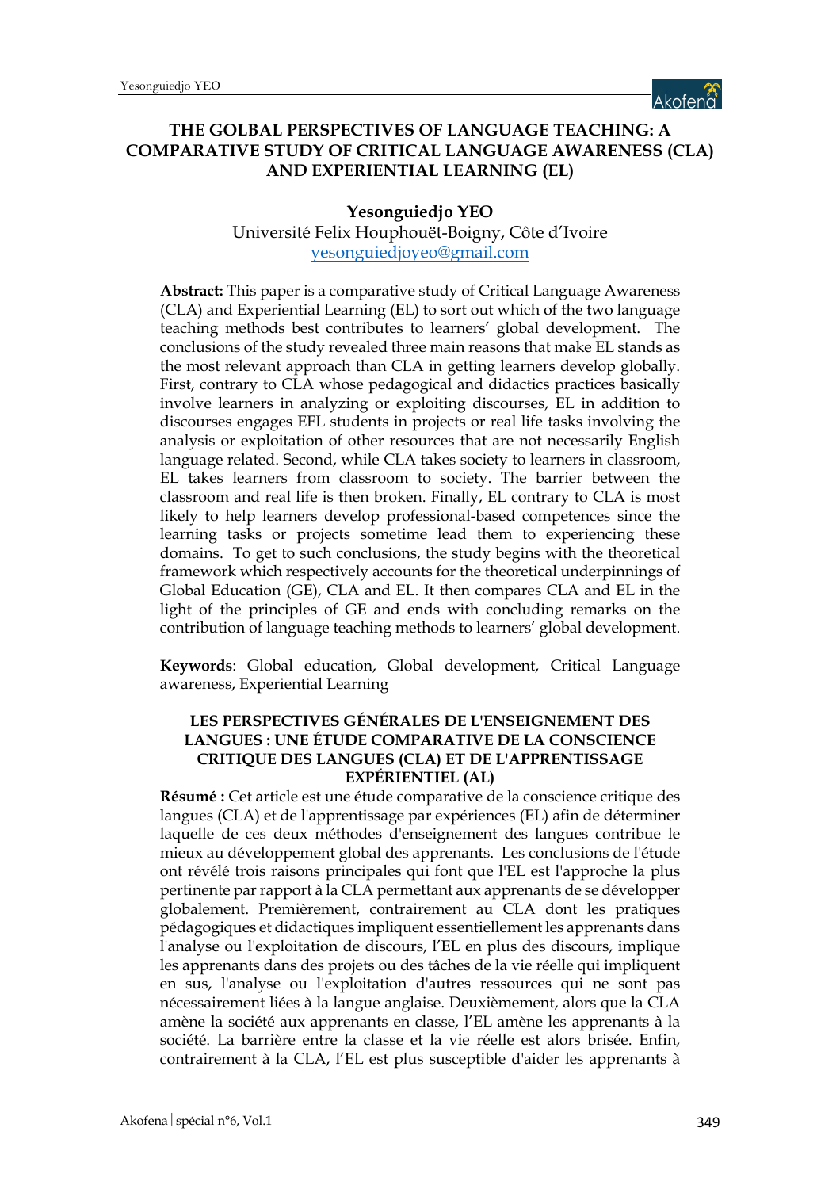# THE GOLBAL PERSPECTIVES OF LANGUAGE TEACHING: A COMPARATIVE STUDY OF CRITICAL LANGUAGE AWARENESS (CLA) AND EXPERIENTIAL LEARNING (EL)

**Yesonguiedjo YEO**

Université Felix Houphouët-Boigny, Côte d'Ivoire

yesonguiedjoyeo@gmail.com

**Abstract:** This paper is a comparative study of Critical Language Awareness (CLA) and Experiential Learning (EL) to sort out which of the two language teaching methods best contributes to learners' global development. The conclusions of the study revealed three main reasons that make EL stands as the most relevant approach than CLA in getting learners develop globally. First, contrary to CLA whose pedagogical and didactics practices basically involve learners in analyzing or exploiting discourses, EL in addition to discourses engages EFL students in projects or real life tasks involving the analysis or exploitation of other resources that are not necessarily English language related. Second, while CLA takes society to learners in classroom, EL takes learners from classroom to society. The barrier between the classroom and real life is then broken. Finally, EL contrary to CLA is most likely to help learners develop professional-based competences since the learning tasks or projects sometime lead them to experiencing these domains. To get to such conclusions, the study begins with the theoretical framework which respectively accounts for the theoretical underpinnings of Global Education (GE), CLA and EL. It then compares CLA and EL in the light of the principles of GE and ends with concluding remarks on the contribution of language teaching methods to learners' global development.

**Keywords**: Global education, Global development, Critical Language awareness, Experiential Learning

## LES PERSPECTIVES GÉNÉRALES DE L'ENSEIGNEMENT DES LANGUES : UNE ÉTUDE COMPARATIVE DE LA CONSCIENCE CRITIQUE DES LANGUES (CLA) ET DE L'APPRENTISSAGE EXPÉRIENTIEL (AL)

**Résumé :** Cet article est une étude comparative de la conscience critique des langues (CLA) et de l'apprentissage par expériences (EL) afin de déterminer laquelle de ces deux méthodes d'enseignement des langues contribue le mieux au développement global des apprenants. Les conclusions de l'étude ont révélé trois raisons principales qui font que l'EL est l'approche la plus pertinente par rapport à la CLA permettant aux apprenants de se développer globalement. Premièrement, contrairement au CLA dont les pratiques pédagogiques et didactiques impliquent essentiellement les apprenants dans l'analyse ou l'exploitation de discours, l'EL en plus des discours, implique les apprenants dans des projets ou des tâches de la vie réelle qui impliquent en sus, l'analyse ou l'exploitation d'autres ressources qui ne sont pas nécessairement liées à la langue anglaise. Deuxièmement, alors que la CLA amène la société aux apprenants en classe, l'EL amène les apprenants à la société. La barrière entre la classe et la vie réelle est alors brisée. Enfin, contrairement à la CLA, l'EL est plus susceptible d'aider les apprenants à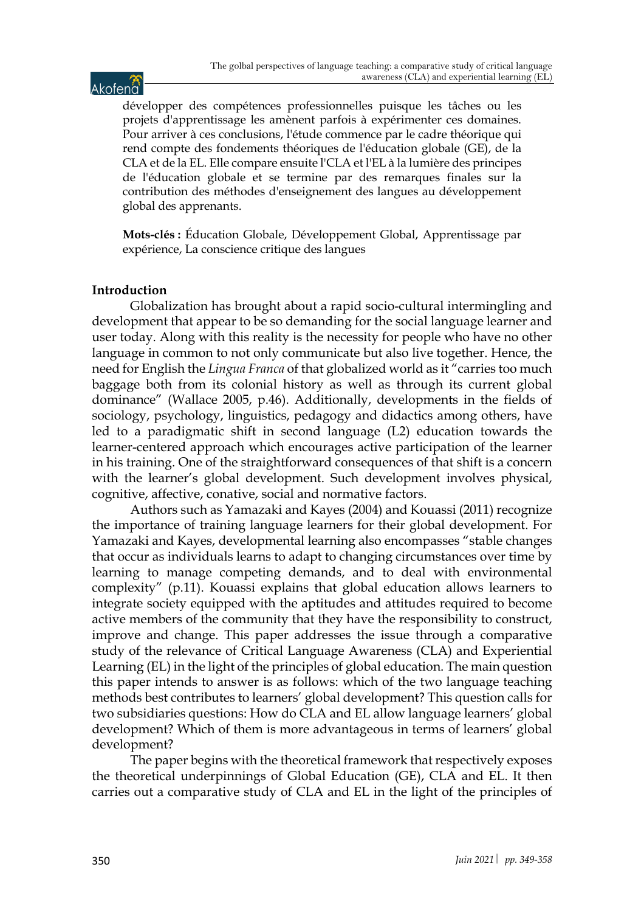développer des compétences professionnelles puisque les tâches ou les projets d'apprentissage les amènent parfois à expérimenter ces domaines. Pour arriver à ces conclusions, l'étude commence par le cadre théorique qui rend compte des fondements théoriques de l'éducation globale (GE), de la CLA et de la EL. Elle compare ensuite l'CLA et l'EL à la lumière des principes de l'éducation globale et se termine par des remarques finales sur la contribution des méthodes d'enseignement des langues au développement global des apprenants.

**Mots-clés :** Éducation Globale, Développement Global, Apprentissage par expérience, La conscience critique des langues

## Introduction

Globalization has brought about a rapid socio-cultural intermingling and development that appear to be so demanding for the social language learner and user today. Along with this reality is the necessity for people who have no other language in common to not only communicate but also live together. Hence, the need for English the *Lingua Franca* of that globalized world as it "carries too much baggage both from its colonial history as well as through its current global dominance" (Wallace 2005, p.46). Additionally, developments in the fields of sociology, psychology, linguistics, pedagogy and didactics among others, have led to a paradigmatic shift in second language (L2) education towards the learner-centered approach which encourages active participation of the learner in his training. One of the straightforward consequences of that shift is a concern with the learner's global development. Such development involves physical, cognitive, affective, conative, social and normative factors.

Authors such as Yamazaki and Kayes (2004) and Kouassi (2011) recognize the importance of training language learners for their global development. For Yamazaki and Kayes, developmental learning also encompasses "stable changes that occur as individuals learns to adapt to changing circumstances over time by learning to manage competing demands, and to deal with environmental complexity" (p.11). Kouassi explains that global education allows learners to integrate society equipped with the aptitudes and attitudes required to become active members of the community that they have the responsibility to construct, improve and change. This paper addresses the issue through a comparative study of the relevance of Critical Language Awareness (CLA) and Experiential Learning (EL) in the light of the principles of global education. The main question this paper intends to answer is as follows: which of the two language teaching methods best contributes to learners' global development? This question calls for two subsidiaries questions: How do CLA and EL allow language learners' global development? Which of them is more advantageous in terms of learners' global development?

The paper begins with the theoretical framework that respectively exposes the theoretical underpinnings of Global Education (GE), CLA and EL. It then carries out a comparative study of CLA and EL in the light of the principles of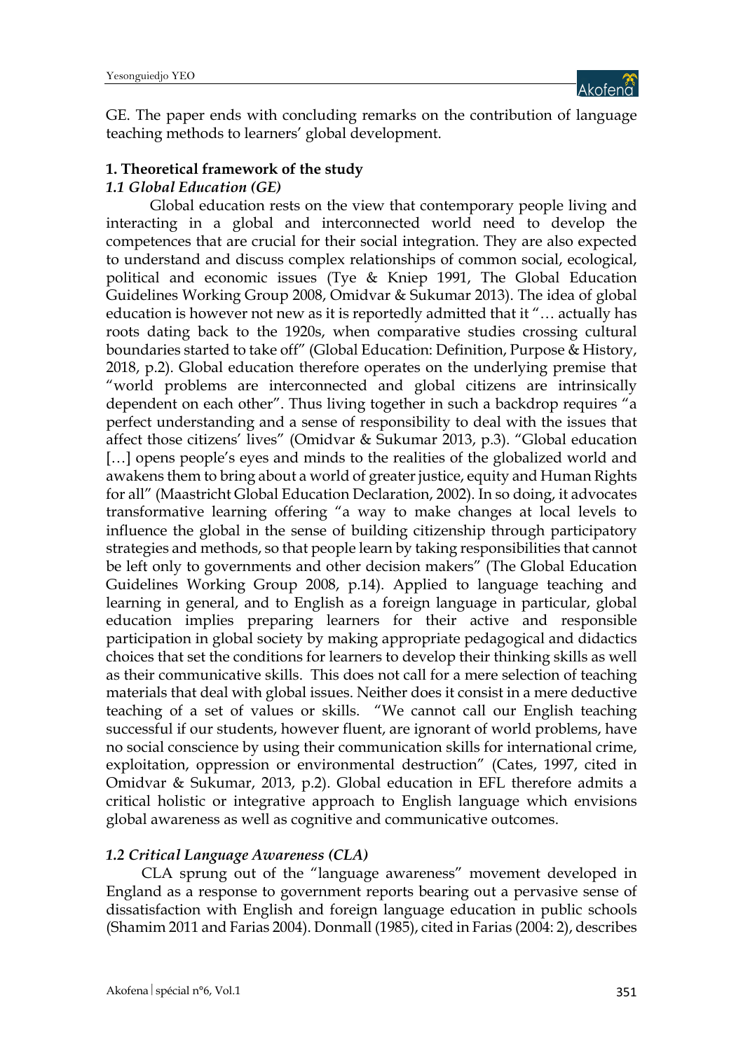GE. The paper ends with concluding remarks on the contribution of language teaching methods to learners' global development.

## 1. Theoretical framework of the study

### *1.1 Global Education (GE)*

Global education rests on the view that contemporary people living and interacting in a global and interconnected world need to develop the competences that are crucial for their social integration. They are also expected to understand and discuss complex relationships of common social, ecological, political and economic issues (Tye & Kniep 1991, The Global Education Guidelines Working Group 2008, Omidvar & Sukumar 2013). The idea of global education is however not new as it is reportedly admitted that it "… actually has roots dating back to the 1920s, when comparative studies crossing cultural boundaries started to take off" (Global Education: Definition, Purpose & History, 2018, p.2). Global education therefore operates on the underlying premise that "world problems are interconnected and global citizens are intrinsically dependent on each other". Thus living together in such a backdrop requires "a perfect understanding and a sense of responsibility to deal with the issues that affect those citizens' lives" (Omidvar & Sukumar 2013, p.3). "Global education […] opens people's eyes and minds to the realities of the globalized world and awakens them to bring about a world of greater justice, equity and Human Rights for all" (Maastricht Global Education Declaration, 2002). In so doing, it advocates transformative learning offering "a way to make changes at local levels to influence the global in the sense of building citizenship through participatory strategies and methods, so that people learn by taking responsibilities that cannot be left only to governments and other decision makers" (The Global Education Guidelines Working Group 2008, p.14). Applied to language teaching and learning in general, and to English as a foreign language in particular, global education implies preparing learners for their active and responsible participation in global society by making appropriate pedagogical and didactics choices that set the conditions for learners to develop their thinking skills as well as their communicative skills. This does not call for a mere selection of teaching materials that deal with global issues. Neither does it consist in a mere deductive teaching of a set of values or skills. "We cannot call our English teaching successful if our students, however fluent, are ignorant of world problems, have no social conscience by using their communication skills for international crime, exploitation, oppression or environmental destruction" (Cates, 1997, cited in Omidvar & Sukumar, 2013, p.2). Global education in EFL therefore admits a critical holistic or integrative approach to English language which envisions global awareness as well as cognitive and communicative outcomes.

### *1.2 Critical Language Awareness (CLA)*

CLA sprung out of the "language awareness" movement developed in England as a response to government reports bearing out a pervasive sense of dissatisfaction with English and foreign language education in public schools (Shamim 2011 and Farias 2004). Donmall (1985), cited in Farias (2004: 2), describes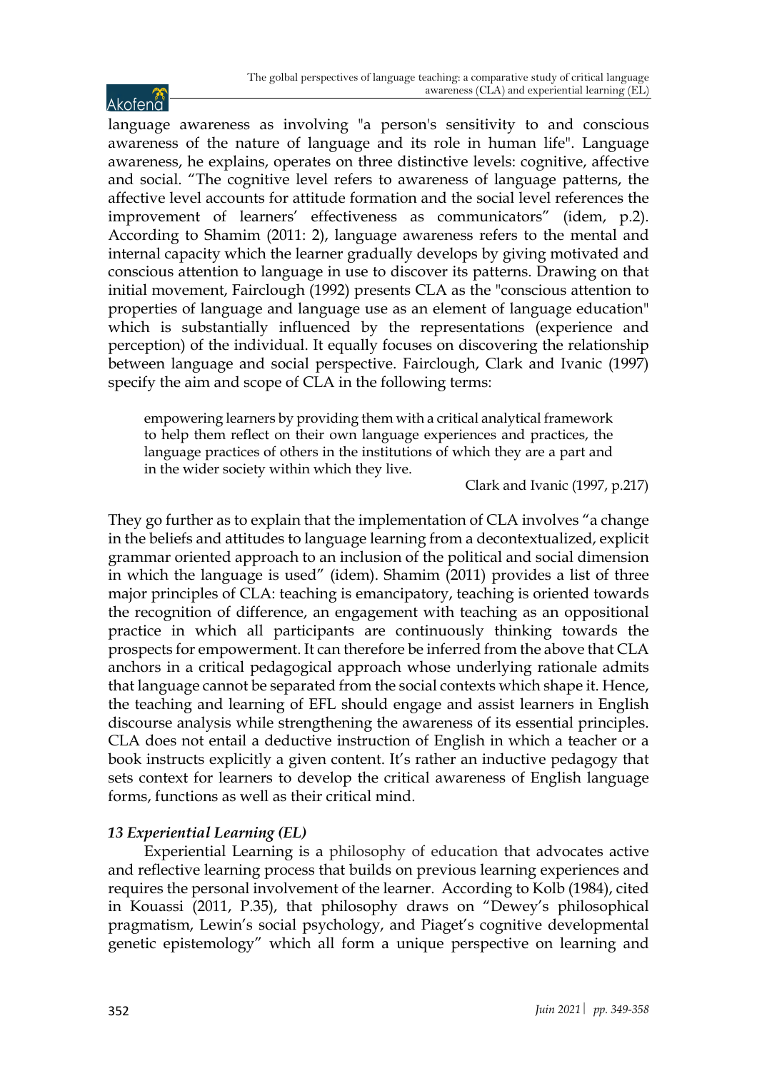language awareness as involving "a person's sensitivity to and conscious awareness of the nature of language and its role in human life". Language awareness, he explains, operates on three distinctive levels: cognitive, affective and social. "The cognitive level refers to awareness of language patterns, the affective level accounts for attitude formation and the social level references the improvement of learners' effectiveness as communicators" (idem, p.2). According to Shamim (2011: 2), language awareness refers to the mental and internal capacity which the learner gradually develops by giving motivated and conscious attention to language in use to discover its patterns. Drawing on that initial movement, Fairclough (1992) presents CLA as the "conscious attention to properties of language and language use as an element of language education" which is substantially influenced by the representations (experience and perception) of the individual. It equally focuses on discovering the relationship between language and social perspective. Fairclough, Clark and Ivanic (1997) specify the aim and scope of CLA in the following terms:

> empowering learners by providing them with a critical analytical framework to help them reflect on their own language experiences and practices, the language practices of others in the institutions of which they are a part and in the wider society within which they live.
>
> Clark and Ivanic (1997, p.217)

They go further as to explain that the implementation of CLA involves "a change in the beliefs and attitudes to language learning from a decontextualized, explicit grammar oriented approach to an inclusion of the political and social dimension in which the language is used" (idem). Shamim (2011) provides a list of three major principles of CLA: teaching is emancipatory, teaching is oriented towards the recognition of difference, an engagement with teaching as an oppositional practice in which all participants are continuously thinking towards the prospects for empowerment. It can therefore be inferred from the above that CLA anchors in a critical pedagogical approach whose underlying rationale admits that language cannot be separated from the social contexts which shape it. Hence, the teaching and learning of EFL should engage and assist learners in English discourse analysis while strengthening the awareness of its essential principles. CLA does not entail a deductive instruction of English in which a teacher or a book instructs explicitly a given content. It's rather an inductive pedagogy that sets context for learners to develop the critical awareness of English language forms, functions as well as their critical mind.

### *13 Experiential Learning (EL)*

Experiential Learning is a philosophy of education that advocates active and reflective learning process that builds on previous learning experiences and requires the personal involvement of the learner. According to Kolb (1984), cited in Kouassi (2011, P.35), that philosophy draws on "Dewey's philosophical pragmatism, Lewin's social psychology, and Piaget's cognitive developmental genetic epistemology" which all form a unique perspective on learning and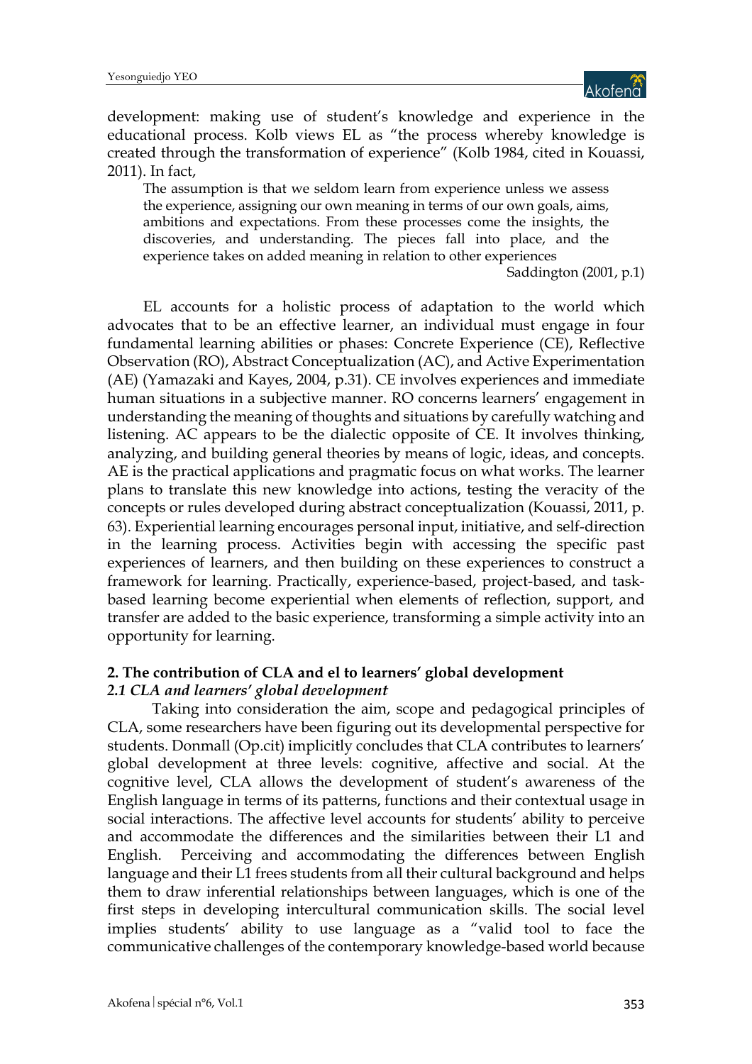development: making use of student's knowledge and experience in the educational process. Kolb views EL as "the process whereby knowledge is created through the transformation of experience" (Kolb 1984, cited in Kouassi, 2011). In fact,

> The assumption is that we seldom learn from experience unless we assess the experience, assigning our own meaning in terms of our own goals, aims, ambitions and expectations. From these processes come the insights, the discoveries, and understanding. The pieces fall into place, and the experience takes on added meaning in relation to other experiences
>
> Saddington (2001, p.1)

EL accounts for a holistic process of adaptation to the world which advocates that to be an effective learner, an individual must engage in four fundamental learning abilities or phases: Concrete Experience (CE), Reflective Observation (RO), Abstract Conceptualization (AC), and Active Experimentation (AE) (Yamazaki and Kayes, 2004, p.31). CE involves experiences and immediate human situations in a subjective manner. RO concerns learners' engagement in understanding the meaning of thoughts and situations by carefully watching and listening. AC appears to be the dialectic opposite of CE. It involves thinking, analyzing, and building general theories by means of logic, ideas, and concepts. AE is the practical applications and pragmatic focus on what works. The learner plans to translate this new knowledge into actions, testing the veracity of the concepts or rules developed during abstract conceptualization (Kouassi, 2011, p. 63). Experiential learning encourages personal input, initiative, and self-direction in the learning process. Activities begin with accessing the specific past experiences of learners, and then building on these experiences to construct a framework for learning. Practically, experience-based, project-based, and task-based learning become experiential when elements of reflection, support, and transfer are added to the basic experience, transforming a simple activity into an opportunity for learning.

## 2. The contribution of CLA and el to learners' global development

### *2.1 CLA and learners' global development*

Taking into consideration the aim, scope and pedagogical principles of CLA, some researchers have been figuring out its developmental perspective for students. Donmall (Op.cit) implicitly concludes that CLA contributes to learners' global development at three levels: cognitive, affective and social. At the cognitive level, CLA allows the development of student's awareness of the English language in terms of its patterns, functions and their contextual usage in social interactions. The affective level accounts for students' ability to perceive and accommodate the differences and the similarities between their L1 and English. Perceiving and accommodating the differences between English language and their L1 frees students from all their cultural background and helps them to draw inferential relationships between languages, which is one of the first steps in developing intercultural communication skills. The social level implies students' ability to use language as a "valid tool to face the communicative challenges of the contemporary knowledge-based world because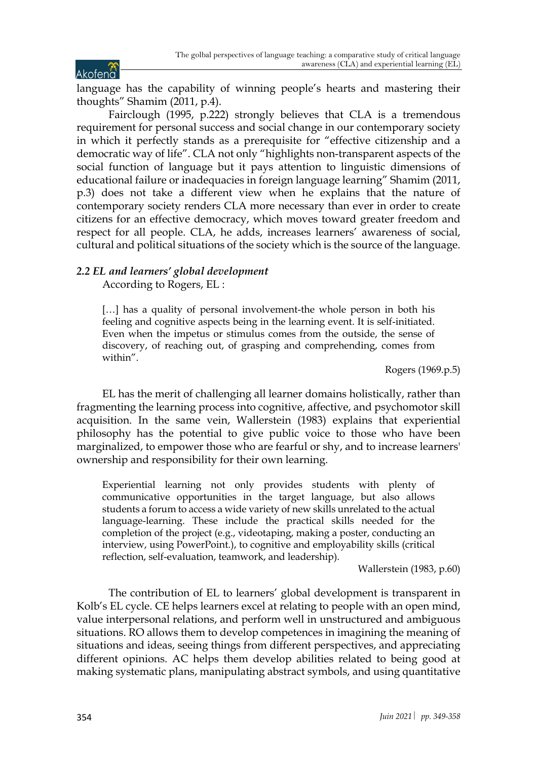language has the capability of winning people's hearts and mastering their thoughts" Shamim (2011, p.4).

Fairclough (1995, p.222) strongly believes that CLA is a tremendous requirement for personal success and social change in our contemporary society in which it perfectly stands as a prerequisite for "effective citizenship and a democratic way of life". CLA not only "highlights non-transparent aspects of the social function of language but it pays attention to linguistic dimensions of educational failure or inadequacies in foreign language learning" Shamim (2011, p.3) does not take a different view when he explains that the nature of contemporary society renders CLA more necessary than ever in order to create citizens for an effective democracy, which moves toward greater freedom and respect for all people. CLA, he adds, increases learners' awareness of social, cultural and political situations of the society which is the source of the language.

### *2.2 EL and learners' global development*

According to Rogers, EL :

> […] has a quality of personal involvement-the whole person in both his feeling and cognitive aspects being in the learning event. It is self-initiated. Even when the impetus or stimulus comes from the outside, the sense of discovery, of reaching out, of grasping and comprehending, comes from within".
>
> Rogers (1969.p.5)

EL has the merit of challenging all learner domains holistically, rather than fragmenting the learning process into cognitive, affective, and psychomotor skill acquisition. In the same vein, Wallerstein (1983) explains that experiential philosophy has the potential to give public voice to those who have been marginalized, to empower those who are fearful or shy, and to increase learners' ownership and responsibility for their own learning.

> Experiential learning not only provides students with plenty of communicative opportunities in the target language, but also allows students a forum to access a wide variety of new skills unrelated to the actual language-learning. These include the practical skills needed for the completion of the project (e.g., videotaping, making a poster, conducting an interview, using PowerPoint.), to cognitive and employability skills (critical reflection, self-evaluation, teamwork, and leadership).
>
> Wallerstein (1983, p.60)

The contribution of EL to learners' global development is transparent in Kolb's EL cycle. CE helps learners excel at relating to people with an open mind, value interpersonal relations, and perform well in unstructured and ambiguous situations. RO allows them to develop competences in imagining the meaning of situations and ideas, seeing things from different perspectives, and appreciating different opinions. AC helps them develop abilities related to being good at making systematic plans, manipulating abstract symbols, and using quantitative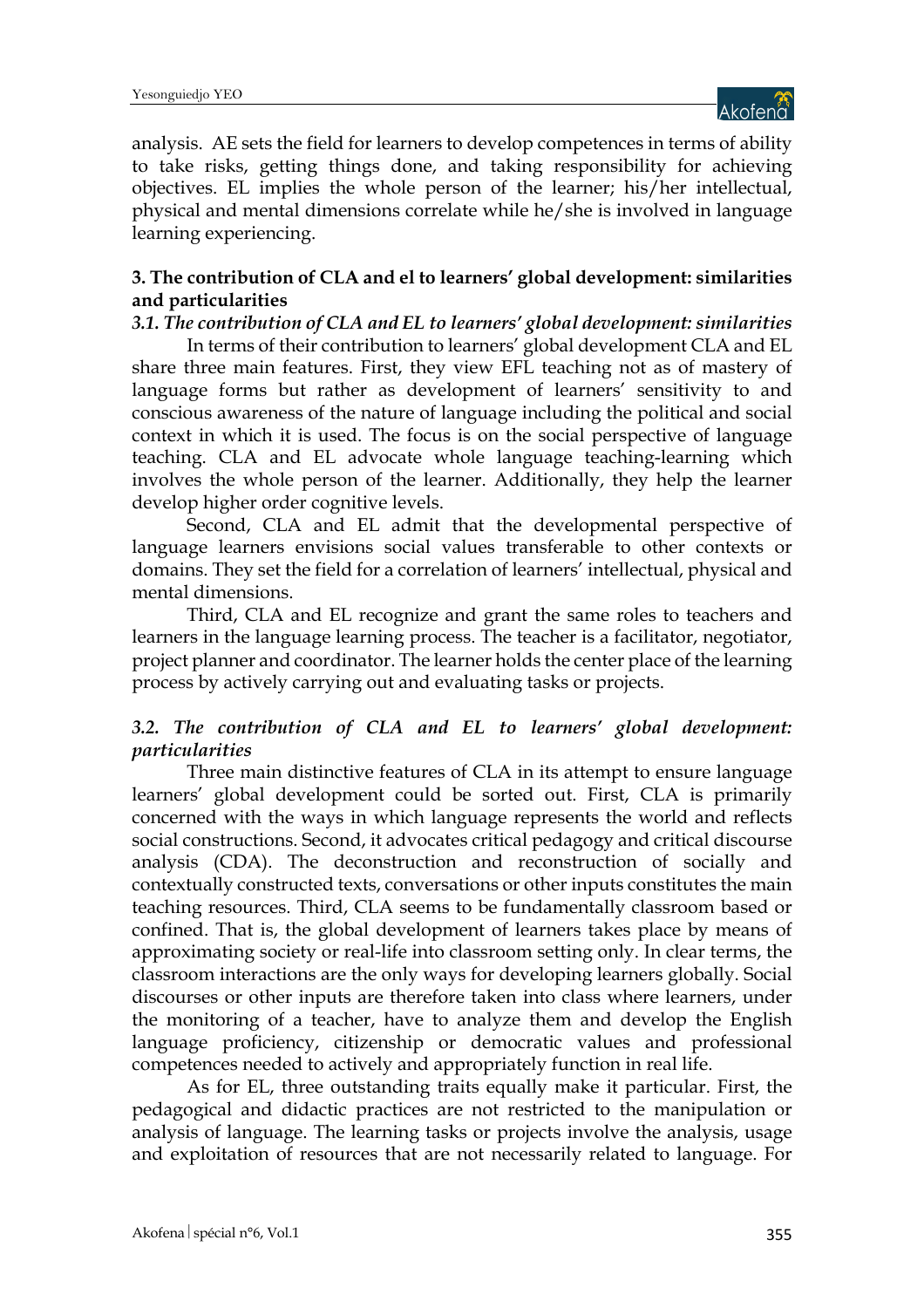analysis. AE sets the field for learners to develop competences in terms of ability to take risks, getting things done, and taking responsibility for achieving objectives. EL implies the whole person of the learner; his/her intellectual, physical and mental dimensions correlate while he/she is involved in language learning experiencing.

## 3. The contribution of CLA and el to learners' global development: similarities and particularities

### *3.1. The contribution of CLA and EL to learners' global development: similarities*

In terms of their contribution to learners' global development CLA and EL share three main features. First, they view EFL teaching not as of mastery of language forms but rather as development of learners' sensitivity to and conscious awareness of the nature of language including the political and social context in which it is used. The focus is on the social perspective of language teaching. CLA and EL advocate whole language teaching-learning which involves the whole person of the learner. Additionally, they help the learner develop higher order cognitive levels.

Second, CLA and EL admit that the developmental perspective of language learners envisions social values transferable to other contexts or domains. They set the field for a correlation of learners' intellectual, physical and mental dimensions.

Third, CLA and EL recognize and grant the same roles to teachers and learners in the language learning process. The teacher is a facilitator, negotiator, project planner and coordinator. The learner holds the center place of the learning process by actively carrying out and evaluating tasks or projects.

### *3.2. The contribution of CLA and EL to learners' global development: particularities*

Three main distinctive features of CLA in its attempt to ensure language learners' global development could be sorted out. First, CLA is primarily concerned with the ways in which language represents the world and reflects social constructions. Second, it advocates critical pedagogy and critical discourse analysis (CDA). The deconstruction and reconstruction of socially and contextually constructed texts, conversations or other inputs constitutes the main teaching resources. Third, CLA seems to be fundamentally classroom based or confined. That is, the global development of learners takes place by means of approximating society or real-life into classroom setting only. In clear terms, the classroom interactions are the only ways for developing learners globally. Social discourses or other inputs are therefore taken into class where learners, under the monitoring of a teacher, have to analyze them and develop the English language proficiency, citizenship or democratic values and professional competences needed to actively and appropriately function in real life.

As for EL, three outstanding traits equally make it particular. First, the pedagogical and didactic practices are not restricted to the manipulation or analysis of language. The learning tasks or projects involve the analysis, usage and exploitation of resources that are not necessarily related to language. For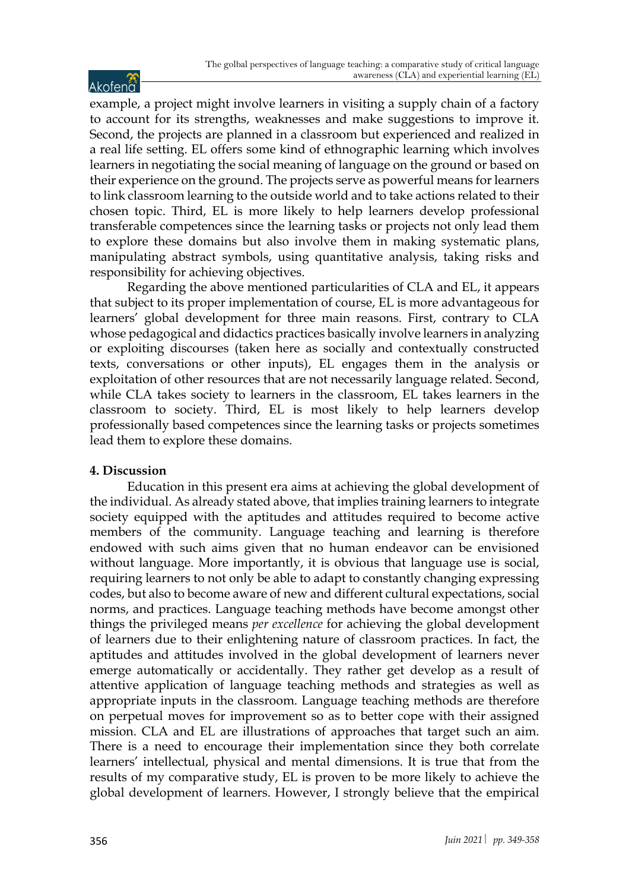example, a project might involve learners in visiting a supply chain of a factory to account for its strengths, weaknesses and make suggestions to improve it. Second, the projects are planned in a classroom but experienced and realized in a real life setting. EL offers some kind of ethnographic learning which involves learners in negotiating the social meaning of language on the ground or based on their experience on the ground. The projects serve as powerful means for learners to link classroom learning to the outside world and to take actions related to their chosen topic. Third, EL is more likely to help learners develop professional transferable competences since the learning tasks or projects not only lead them to explore these domains but also involve them in making systematic plans, manipulating abstract symbols, using quantitative analysis, taking risks and responsibility for achieving objectives.

Regarding the above mentioned particularities of CLA and EL, it appears that subject to its proper implementation of course, EL is more advantageous for learners' global development for three main reasons. First, contrary to CLA whose pedagogical and didactics practices basically involve learners in analyzing or exploiting discourses (taken here as socially and contextually constructed texts, conversations or other inputs), EL engages them in the analysis or exploitation of other resources that are not necessarily language related. Second, while CLA takes society to learners in the classroom, EL takes learners in the classroom to society. Third, EL is most likely to help learners develop professionally based competences since the learning tasks or projects sometimes lead them to explore these domains.

## 4. Discussion

Education in this present era aims at achieving the global development of the individual. As already stated above, that implies training learners to integrate society equipped with the aptitudes and attitudes required to become active members of the community. Language teaching and learning is therefore endowed with such aims given that no human endeavor can be envisioned without language. More importantly, it is obvious that language use is social, requiring learners to not only be able to adapt to constantly changing expressing codes, but also to become aware of new and different cultural expectations, social norms, and practices. Language teaching methods have become amongst other things the privileged means *per excellence* for achieving the global development of learners due to their enlightening nature of classroom practices. In fact, the aptitudes and attitudes involved in the global development of learners never emerge automatically or accidentally. They rather get develop as a result of attentive application of language teaching methods and strategies as well as appropriate inputs in the classroom. Language teaching methods are therefore on perpetual moves for improvement so as to better cope with their assigned mission. CLA and EL are illustrations of approaches that target such an aim. There is a need to encourage their implementation since they both correlate learners' intellectual, physical and mental dimensions. It is true that from the results of my comparative study, EL is proven to be more likely to achieve the global development of learners. However, I strongly believe that the empirical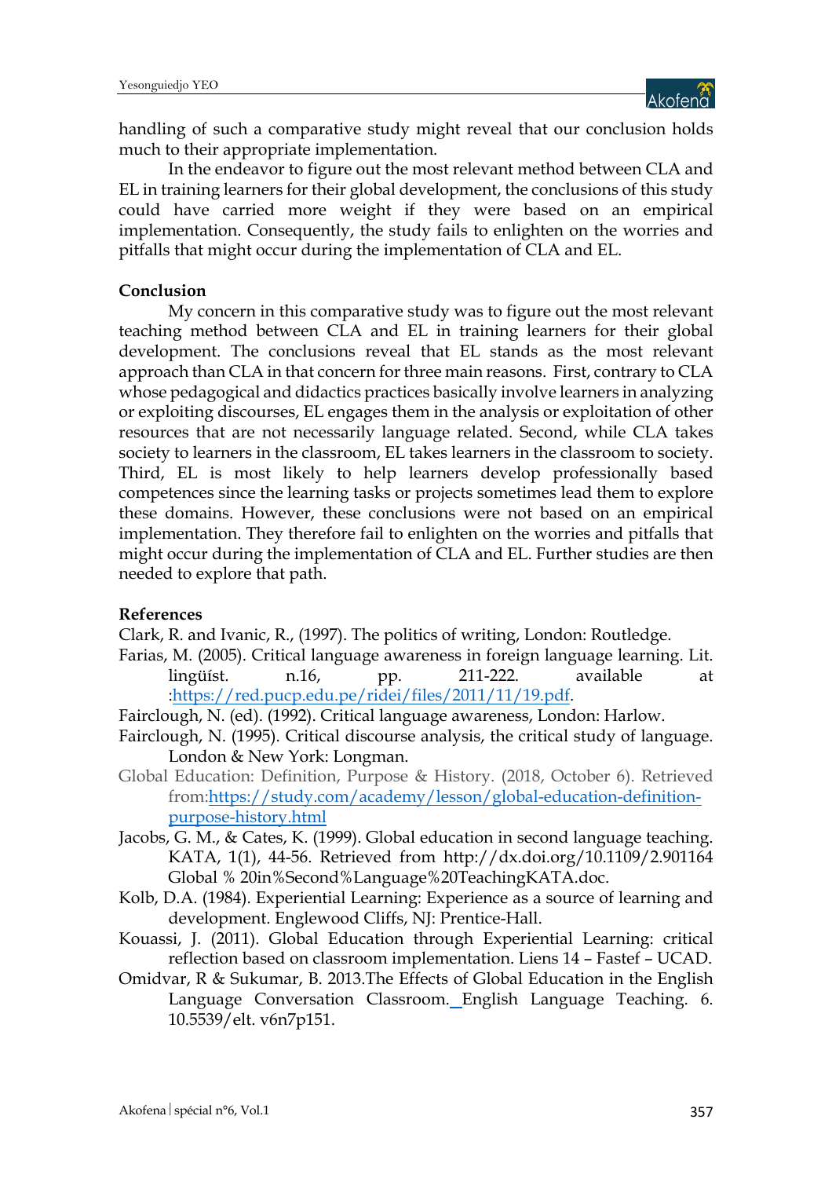handling of such a comparative study might reveal that our conclusion holds much to their appropriate implementation.

In the endeavor to figure out the most relevant method between CLA and EL in training learners for their global development, the conclusions of this study could have carried more weight if they were based on an empirical implementation. Consequently, the study fails to enlighten on the worries and pitfalls that might occur during the implementation of CLA and EL.

## Conclusion

My concern in this comparative study was to figure out the most relevant teaching method between CLA and EL in training learners for their global development. The conclusions reveal that EL stands as the most relevant approach than CLA in that concern for three main reasons. First, contrary to CLA whose pedagogical and didactics practices basically involve learners in analyzing or exploiting discourses, EL engages them in the analysis or exploitation of other resources that are not necessarily language related. Second, while CLA takes society to learners in the classroom, EL takes learners in the classroom to society. Third, EL is most likely to help learners develop professionally based competences since the learning tasks or projects sometimes lead them to explore these domains. However, these conclusions were not based on an empirical implementation. They therefore fail to enlighten on the worries and pitfalls that might occur during the implementation of CLA and EL. Further studies are then needed to explore that path.

## References

Clark, R. and Ivanic, R., (1997). The politics of writing, London: Routledge.

Farias, M. (2005). Critical language awareness in foreign language learning. Lit. lingüíst. n.16, pp. 211-222. available at :https://red.pucp.edu.pe/ridei/files/2011/11/19.pdf.

Fairclough, N. (ed). (1992). Critical language awareness, London: Harlow.

Fairclough, N. (1995). Critical discourse analysis, the critical study of language. London & New York: Longman.

Global Education: Definition, Purpose & History. (2018, October 6). Retrieved from:https://study.com/academy/lesson/global-education-definition-purpose-history.html

Jacobs, G. M., & Cates, K. (1999). Global education in second language teaching. KATA, 1(1), 44-56. Retrieved from http://dx.doi.org/10.1109/2.901164 Global % 20in%Second%Language%20TeachingKATA.doc.

Kolb, D.A. (1984). Experiential Learning: Experience as a source of learning and development. Englewood Cliffs, NJ: Prentice-Hall.

Kouassi, J. (2011). Global Education through Experiential Learning: critical reflection based on classroom implementation. Liens 14 – Fastef – UCAD.

Omidvar, R & Sukumar, B. 2013.The Effects of Global Education in the English Language Conversation Classroom. English Language Teaching. 6. 10.5539/elt. v6n7p151.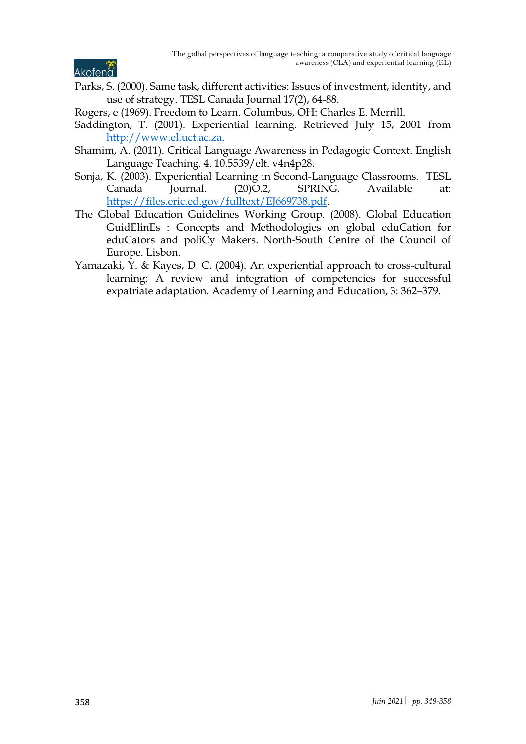Parks, S. (2000). Same task, different activities: Issues of investment, identity, and use of strategy. TESL Canada Journal 17(2), 64-88.

Rogers, e (1969). Freedom to Learn. Columbus, OH: Charles E. Merrill.

Saddington, T. (2001). Experiential learning. Retrieved July 15, 2001 from http://www.el.uct.ac.za.

Shamim, A. (2011). Critical Language Awareness in Pedagogic Context. English Language Teaching. 4. 10.5539/elt. v4n4p28.

Sonja, K. (2003). Experiential Learning in Second-Language Classrooms. TESL Canada Journal. (20)O.2, SPRING. Available at: https://files.eric.ed.gov/fulltext/EJ669738.pdf.

The Global Education Guidelines Working Group. (2008). Global Education GuidElinEs : Concepts and Methodologies on global eduCation for eduCators and poliCy Makers. North-South Centre of the Council of Europe. Lisbon.

Yamazaki, Y. & Kayes, D. C. (2004). An experiential approach to cross-cultural learning: A review and integration of competencies for successful expatriate adaptation. Academy of Learning and Education, 3: 362–379.